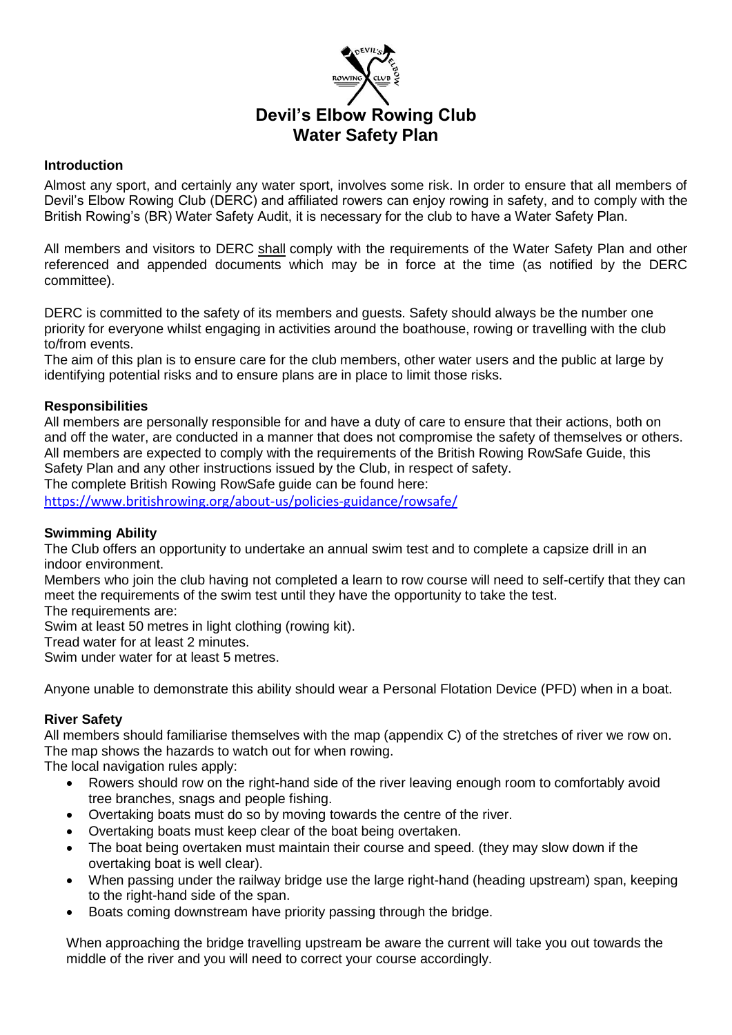# Devil's Elbow Rowing Club
# Water Safety Plan

## Introduction

Almost any sport, and certainly any water sport, involves some risk. In order to ensure that all members of Devil's Elbow Rowing Club (DERC) and affiliated rowers can enjoy rowing in safety, and to comply with the British Rowing's (BR) Water Safety Audit, it is necessary for the club to have a Water Safety Plan.

All members and visitors to DERC shall comply with the requirements of the Water Safety Plan and other referenced and appended documents which may be in force at the time (as notified by the DERC committee).

DERC is committed to the safety of its members and guests. Safety should always be the number one priority for everyone whilst engaging in activities around the boathouse, rowing or travelling with the club to/from events.

The aim of this plan is to ensure care for the club members, other water users and the public at large by identifying potential risks and to ensure plans are in place to limit those risks.

## Responsibilities

All members are personally responsible for and have a duty of care to ensure that their actions, both on and off the water, are conducted in a manner that does not compromise the safety of themselves or others. All members are expected to comply with the requirements of the British Rowing RowSafe Guide, this Safety Plan and any other instructions issued by the Club, in respect of safety.

The complete British Rowing RowSafe guide can be found here:

https://www.britishrowing.org/about-us/policies-guidance/rowsafe/

## Swimming Ability

The Club offers an opportunity to undertake an annual swim test and to complete a capsize drill in an indoor environment.

Members who join the club having not completed a learn to row course will need to self-certify that they can meet the requirements of the swim test until they have the opportunity to take the test.

The requirements are:

Swim at least 50 metres in light clothing (rowing kit).

Tread water for at least 2 minutes.

Swim under water for at least 5 metres.

Anyone unable to demonstrate this ability should wear a Personal Flotation Device (PFD) when in a boat.

## River Safety

All members should familiarise themselves with the map (appendix C) of the stretches of river we row on. The map shows the hazards to watch out for when rowing.

The local navigation rules apply:

- Rowers should row on the right-hand side of the river leaving enough room to comfortably avoid tree branches, snags and people fishing.
- Overtaking boats must do so by moving towards the centre of the river.
- Overtaking boats must keep clear of the boat being overtaken.
- The boat being overtaken must maintain their course and speed. (they may slow down if the overtaking boat is well clear).
- When passing under the railway bridge use the large right-hand (heading upstream) span, keeping to the right-hand side of the span.
- Boats coming downstream have priority passing through the bridge.

When approaching the bridge travelling upstream be aware the current will take you out towards the middle of the river and you will need to correct your course accordingly.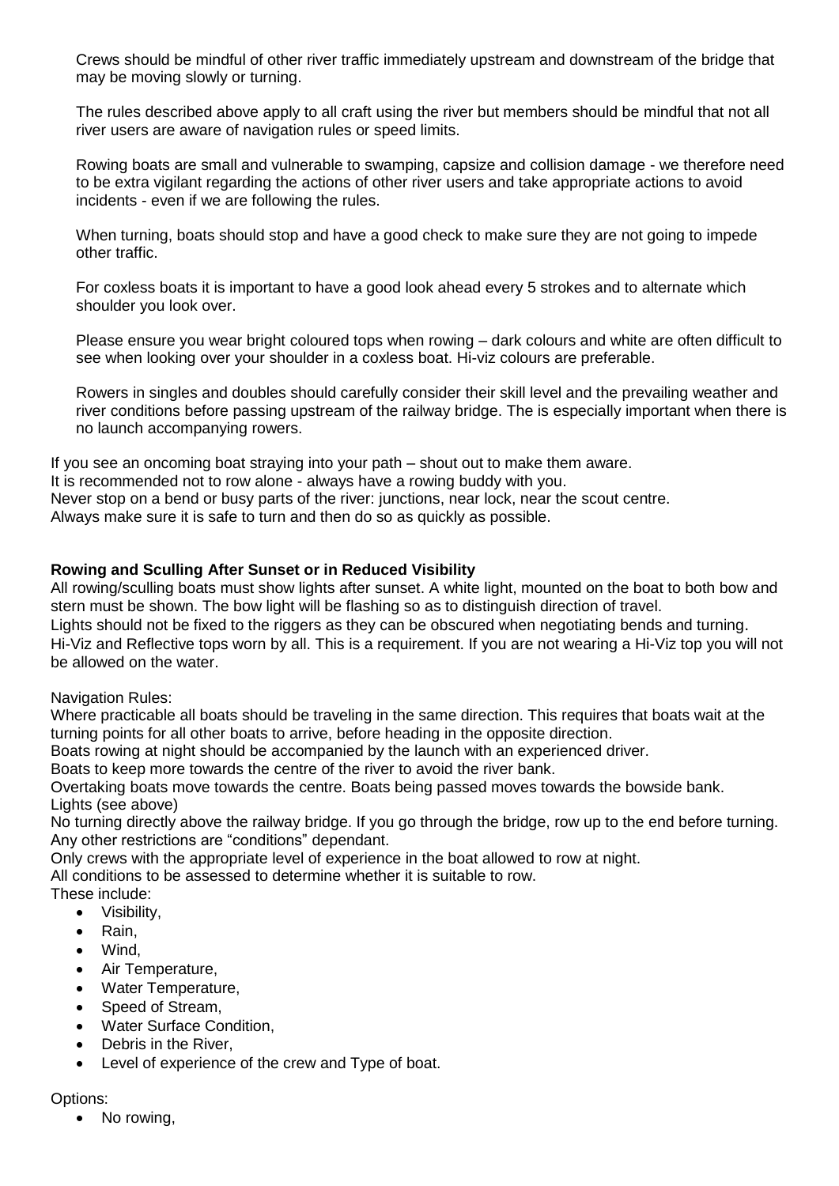Crews should be mindful of other river traffic immediately upstream and downstream of the bridge that may be moving slowly or turning.

The rules described above apply to all craft using the river but members should be mindful that not all river users are aware of navigation rules or speed limits.

Rowing boats are small and vulnerable to swamping, capsize and collision damage - we therefore need to be extra vigilant regarding the actions of other river users and take appropriate actions to avoid incidents - even if we are following the rules.

When turning, boats should stop and have a good check to make sure they are not going to impede other traffic.

For coxless boats it is important to have a good look ahead every 5 strokes and to alternate which shoulder you look over.

Please ensure you wear bright coloured tops when rowing – dark colours and white are often difficult to see when looking over your shoulder in a coxless boat. Hi-viz colours are preferable.

Rowers in singles and doubles should carefully consider their skill level and the prevailing weather and river conditions before passing upstream of the railway bridge. The is especially important when there is no launch accompanying rowers.

If you see an oncoming boat straying into your path – shout out to make them aware.
It is recommended not to row alone - always have a rowing buddy with you.
Never stop on a bend or busy parts of the river: junctions, near lock, near the scout centre.
Always make sure it is safe to turn and then do so as quickly as possible.

**Rowing and Sculling After Sunset or in Reduced Visibility**

All rowing/sculling boats must show lights after sunset. A white light, mounted on the boat to both bow and stern must be shown. The bow light will be flashing so as to distinguish direction of travel.
Lights should not be fixed to the riggers as they can be obscured when negotiating bends and turning.
Hi-Viz and Reflective tops worn by all. This is a requirement. If you are not wearing a Hi-Viz top you will not be allowed on the water.

Navigation Rules:
Where practicable all boats should be traveling in the same direction. This requires that boats wait at the turning points for all other boats to arrive, before heading in the opposite direction.
Boats rowing at night should be accompanied by the launch with an experienced driver.
Boats to keep more towards the centre of the river to avoid the river bank.
Overtaking boats move towards the centre. Boats being passed moves towards the bowside bank.
Lights (see above)
No turning directly above the railway bridge. If you go through the bridge, row up to the end before turning.
Any other restrictions are "conditions" dependant.
Only crews with the appropriate level of experience in the boat allowed to row at night.
All conditions to be assessed to determine whether it is suitable to row.
These include:

- Visibility,
- Rain,
- Wind,
- Air Temperature,
- Water Temperature,
- Speed of Stream,
- Water Surface Condition,
- Debris in the River,
- Level of experience of the crew and Type of boat.

Options:

- No rowing,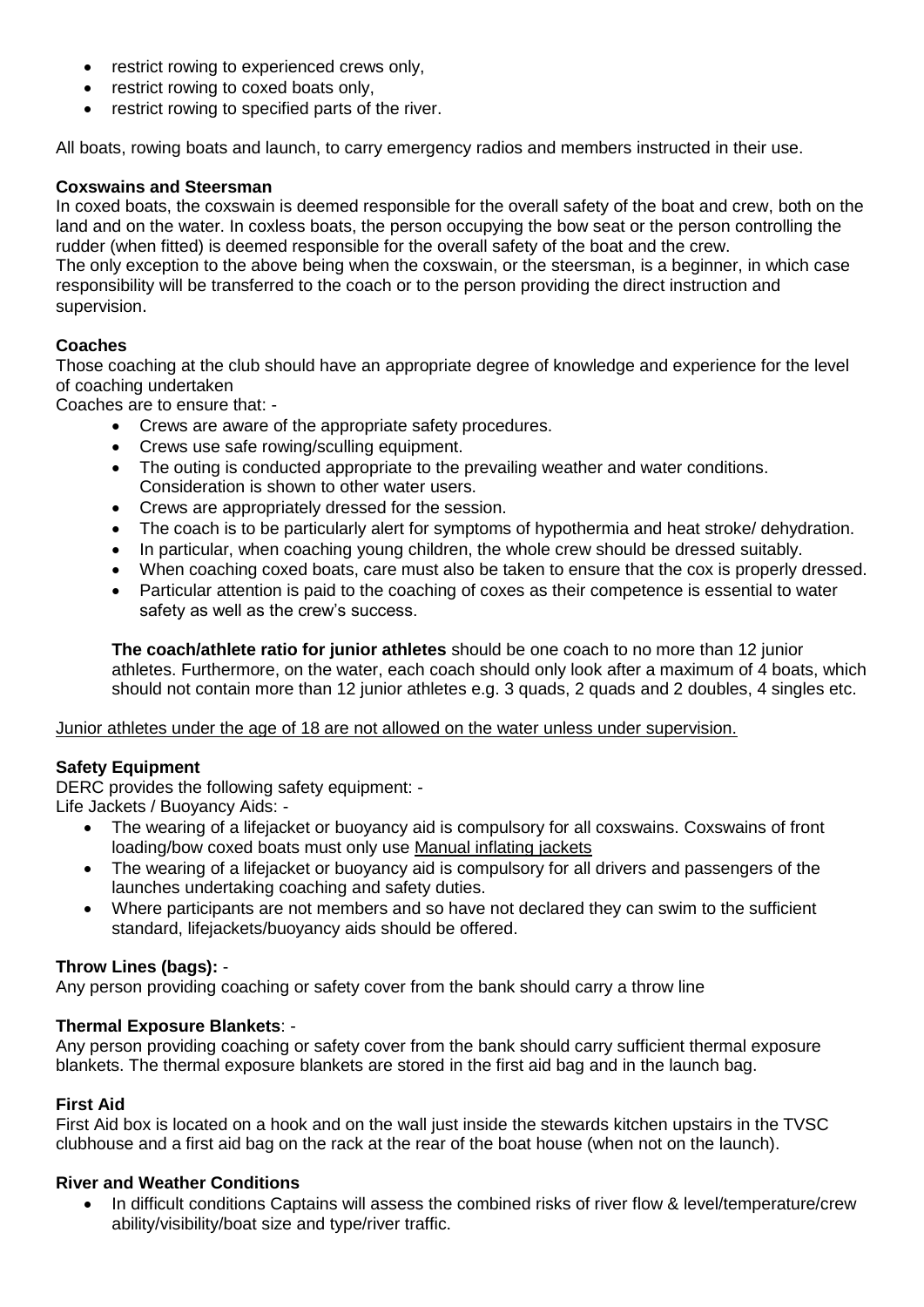- restrict rowing to experienced crews only,
- restrict rowing to coxed boats only,
- restrict rowing to specified parts of the river.

All boats, rowing boats and launch, to carry emergency radios and members instructed in their use.

**Coxswains and Steersman**

In coxed boats, the coxswain is deemed responsible for the overall safety of the boat and crew, both on the land and on the water. In coxless boats, the person occupying the bow seat or the person controlling the rudder (when fitted) is deemed responsible for the overall safety of the boat and the crew.
The only exception to the above being when the coxswain, or the steersman, is a beginner, in which case responsibility will be transferred to the coach or to the person providing the direct instruction and supervision.

**Coaches**

Those coaching at the club should have an appropriate degree of knowledge and experience for the level of coaching undertaken

Coaches are to ensure that: -

- Crews are aware of the appropriate safety procedures.
- Crews use safe rowing/sculling equipment.
- The outing is conducted appropriate to the prevailing weather and water conditions. Consideration is shown to other water users.
- Crews are appropriately dressed for the session.
- The coach is to be particularly alert for symptoms of hypothermia and heat stroke/ dehydration.
- In particular, when coaching young children, the whole crew should be dressed suitably.
- When coaching coxed boats, care must also be taken to ensure that the cox is properly dressed.
- Particular attention is paid to the coaching of coxes as their competence is essential to water safety as well as the crew's success.

**The coach/athlete ratio for junior athletes** should be one coach to no more than 12 junior athletes. Furthermore, on the water, each coach should only look after a maximum of 4 boats, which should not contain more than 12 junior athletes e.g. 3 quads, 2 quads and 2 doubles, 4 singles etc.

<u>Junior athletes under the age of 18 are not allowed on the water unless under supervision.</u>

**Safety Equipment**

DERC provides the following safety equipment: -

Life Jackets / Buoyancy Aids: -

- The wearing of a lifejacket or buoyancy aid is compulsory for all coxswains. Coxswains of front loading/bow coxed boats must only use <u>Manual inflating jackets</u>
- The wearing of a lifejacket or buoyancy aid is compulsory for all drivers and passengers of the launches undertaking coaching and safety duties.
- Where participants are not members and so have not declared they can swim to the sufficient standard, lifejackets/buoyancy aids should be offered.

**Throw Lines (bags):** -

Any person providing coaching or safety cover from the bank should carry a throw line

**Thermal Exposure Blankets**: -

Any person providing coaching or safety cover from the bank should carry sufficient thermal exposure blankets. The thermal exposure blankets are stored in the first aid bag and in the launch bag.

**First Aid**

First Aid box is located on a hook and on the wall just inside the stewards kitchen upstairs in the TVSC clubhouse and a first aid bag on the rack at the rear of the boat house (when not on the launch).

**River and Weather Conditions**

- In difficult conditions Captains will assess the combined risks of river flow & level/temperature/crew ability/visibility/boat size and type/river traffic.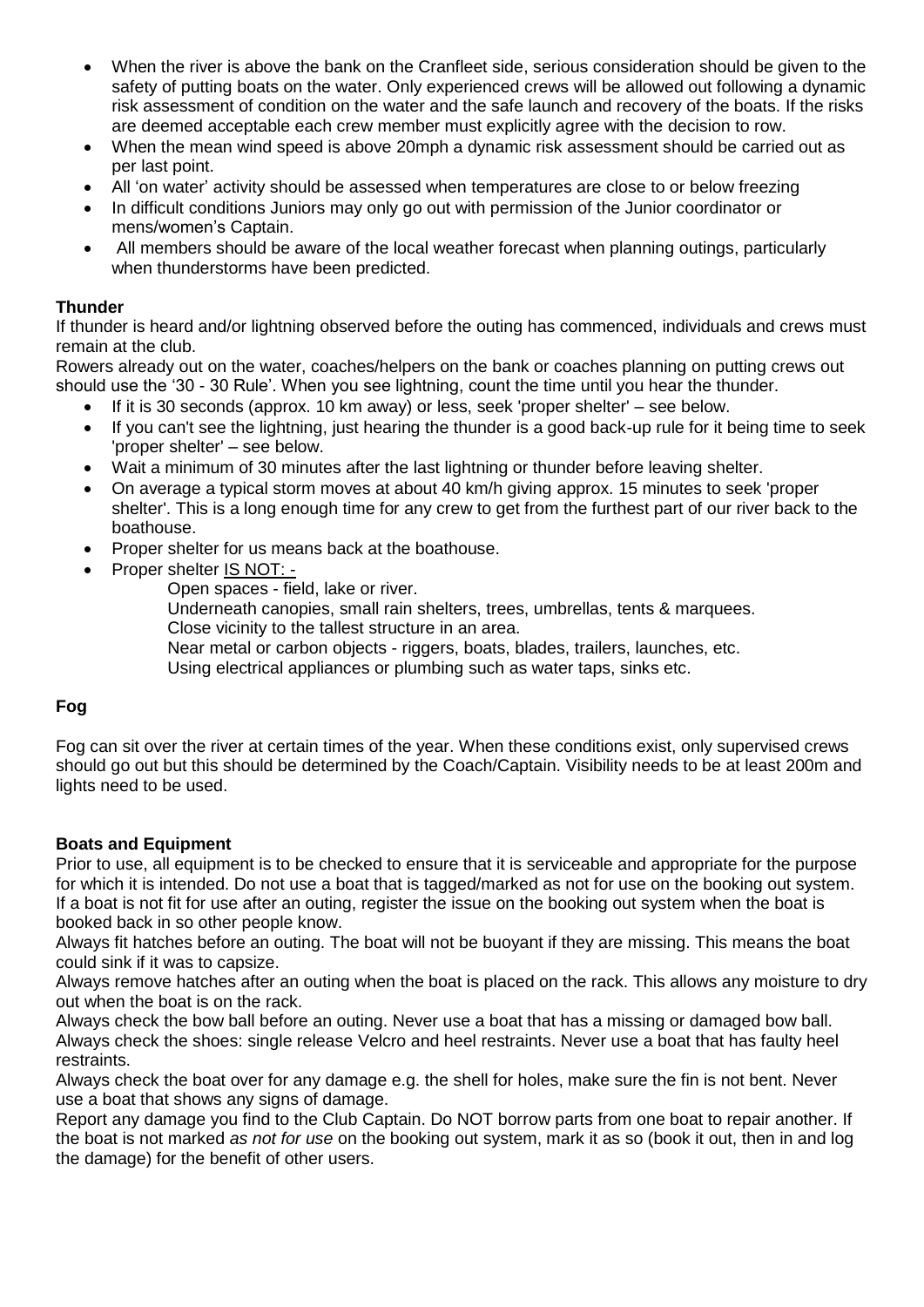- When the river is above the bank on the Cranfleet side, serious consideration should be given to the safety of putting boats on the water. Only experienced crews will be allowed out following a dynamic risk assessment of condition on the water and the safe launch and recovery of the boats. If the risks are deemed acceptable each crew member must explicitly agree with the decision to row.
- When the mean wind speed is above 20mph a dynamic risk assessment should be carried out as per last point.
- All 'on water' activity should be assessed when temperatures are close to or below freezing
- In difficult conditions Juniors may only go out with permission of the Junior coordinator or mens/women's Captain.
- All members should be aware of the local weather forecast when planning outings, particularly when thunderstorms have been predicted.

**Thunder**

If thunder is heard and/or lightning observed before the outing has commenced, individuals and crews must remain at the club.

Rowers already out on the water, coaches/helpers on the bank or coaches planning on putting crews out should use the '30 - 30 Rule'. When you see lightning, count the time until you hear the thunder.

- If it is 30 seconds (approx. 10 km away) or less, seek 'proper shelter' – see below.
- If you can't see the lightning, just hearing the thunder is a good back-up rule for it being time to seek 'proper shelter' – see below.
- Wait a minimum of 30 minutes after the last lightning or thunder before leaving shelter.
- On average a typical storm moves at about 40 km/h giving approx. 15 minutes to seek 'proper shelter'. This is a long enough time for any crew to get from the furthest part of our river back to the boathouse.
- Proper shelter for us means back at the boathouse.
- Proper shelter <u>IS NOT: -</u>

  Open spaces - field, lake or river.
  Underneath canopies, small rain shelters, trees, umbrellas, tents & marquees.
  Close vicinity to the tallest structure in an area.
  Near metal or carbon objects - riggers, boats, blades, trailers, launches, etc.
  Using electrical appliances or plumbing such as water taps, sinks etc.

**Fog**

Fog can sit over the river at certain times of the year. When these conditions exist, only supervised crews should go out but this should be determined by the Coach/Captain. Visibility needs to be at least 200m and lights need to be used.

**Boats and Equipment**

Prior to use, all equipment is to be checked to ensure that it is serviceable and appropriate for the purpose for which it is intended. Do not use a boat that is tagged/marked as not for use on the booking out system. If a boat is not fit for use after an outing, register the issue on the booking out system when the boat is booked back in so other people know.

Always fit hatches before an outing. The boat will not be buoyant if they are missing. This means the boat could sink if it was to capsize.

Always remove hatches after an outing when the boat is placed on the rack. This allows any moisture to dry out when the boat is on the rack.

Always check the bow ball before an outing. Never use a boat that has a missing or damaged bow ball.

Always check the shoes: single release Velcro and heel restraints. Never use a boat that has faulty heel restraints.

Always check the boat over for any damage e.g. the shell for holes, make sure the fin is not bent. Never use a boat that shows any signs of damage.

Report any damage you find to the Club Captain. Do NOT borrow parts from one boat to repair another. If the boat is not marked *as not for use* on the booking out system, mark it as so (book it out, then in and log the damage) for the benefit of other users.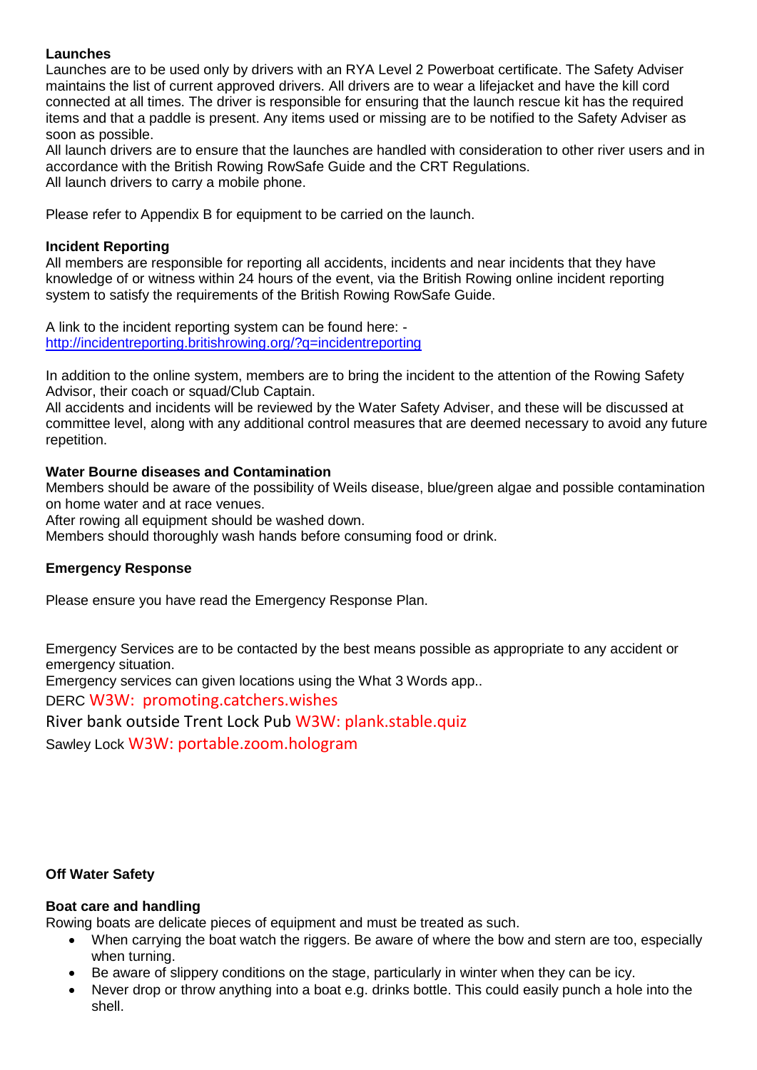### Launches

Launches are to be used only by drivers with an RYA Level 2 Powerboat certificate. The Safety Adviser maintains the list of current approved drivers. All drivers are to wear a lifejacket and have the kill cord connected at all times. The driver is responsible for ensuring that the launch rescue kit has the required items and that a paddle is present. Any items used or missing are to be notified to the Safety Adviser as soon as possible.

All launch drivers are to ensure that the launches are handled with consideration to other river users and in accordance with the British Rowing RowSafe Guide and the CRT Regulations.

All launch drivers to carry a mobile phone.

Please refer to Appendix B for equipment to be carried on the launch.

### Incident Reporting

All members are responsible for reporting all accidents, incidents and near incidents that they have knowledge of or witness within 24 hours of the event, via the British Rowing online incident reporting system to satisfy the requirements of the British Rowing RowSafe Guide.

A link to the incident reporting system can be found here: - [http://incidentreporting.britishrowing.org/?q=incidentreporting](http://incidentreporting.britishrowing.org/?q=incidentreporting)

In addition to the online system, members are to bring the incident to the attention of the Rowing Safety Advisor, their coach or squad/Club Captain.

All accidents and incidents will be reviewed by the Water Safety Adviser, and these will be discussed at committee level, along with any additional control measures that are deemed necessary to avoid any future repetition.

### Water Bourne diseases and Contamination

Members should be aware of the possibility of Weils disease, blue/green algae and possible contamination on home water and at race venues.

After rowing all equipment should be washed down.

Members should thoroughly wash hands before consuming food or drink.

### Emergency Response

Please ensure you have read the Emergency Response Plan.

Emergency Services are to be contacted by the best means possible as appropriate to any accident or emergency situation.

Emergency services can given locations using the What 3 Words app..

DERC W3W: promoting.catchers.wishes

River bank outside Trent Lock Pub W3W: plank.stable.quiz

Sawley Lock W3W: portable.zoom.hologram

## Off Water Safety

### Boat care and handling

Rowing boats are delicate pieces of equipment and must be treated as such.

- When carrying the boat watch the riggers. Be aware of where the bow and stern are too, especially when turning.
- Be aware of slippery conditions on the stage, particularly in winter when they can be icy.
- Never drop or throw anything into a boat e.g. drinks bottle. This could easily punch a hole into the shell.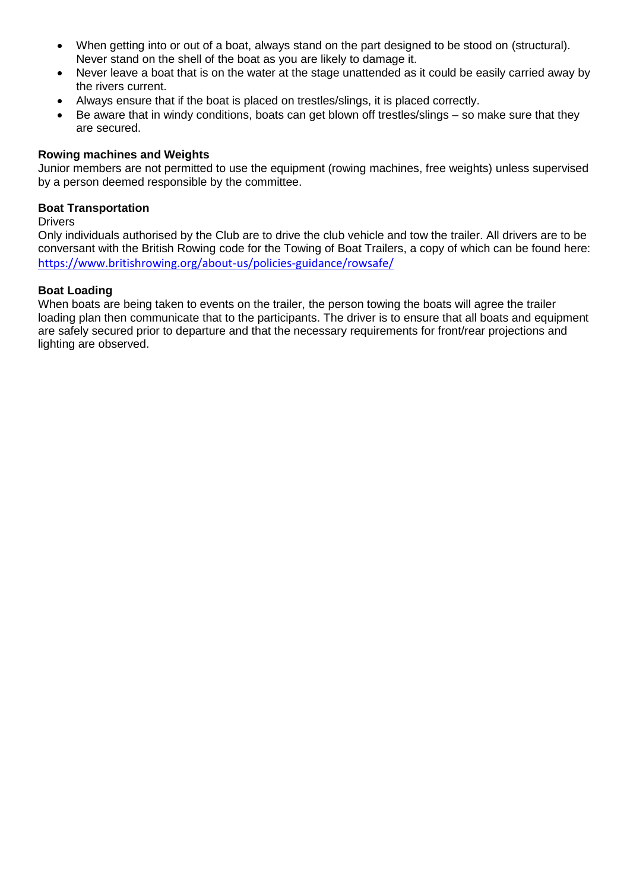- When getting into or out of a boat, always stand on the part designed to be stood on (structural). Never stand on the shell of the boat as you are likely to damage it.
- Never leave a boat that is on the water at the stage unattended as it could be easily carried away by the rivers current.
- Always ensure that if the boat is placed on trestles/slings, it is placed correctly.
- Be aware that in windy conditions, boats can get blown off trestles/slings – so make sure that they are secured.

**Rowing machines and Weights**

Junior members are not permitted to use the equipment (rowing machines, free weights) unless supervised by a person deemed responsible by the committee.

**Boat Transportation**

Drivers

Only individuals authorised by the Club are to drive the club vehicle and tow the trailer. All drivers are to be conversant with the British Rowing code for the Towing of Boat Trailers, a copy of which can be found here: https://www.britishrowing.org/about-us/policies-guidance/rowsafe/

**Boat Loading**

When boats are being taken to events on the trailer, the person towing the boats will agree the trailer loading plan then communicate that to the participants. The driver is to ensure that all boats and equipment are safely secured prior to departure and that the necessary requirements for front/rear projections and lighting are observed.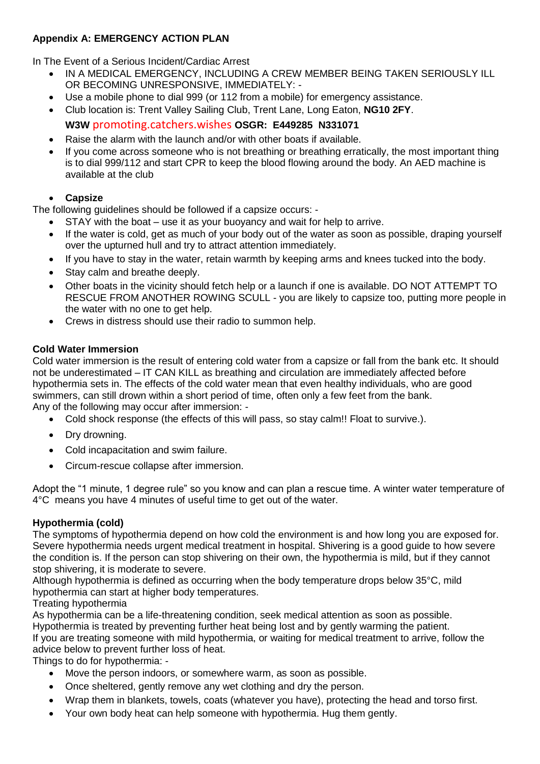**Appendix A: EMERGENCY ACTION PLAN**

In The Event of a Serious Incident/Cardiac Arrest

- IN A MEDICAL EMERGENCY, INCLUDING A CREW MEMBER BEING TAKEN SERIOUSLY ILL OR BECOMING UNRESPONSIVE, IMMEDIATELY: -
- Use a mobile phone to dial 999 (or 112 from a mobile) for emergency assistance.
- Club location is: Trent Valley Sailing Club, Trent Lane, Long Eaton, **NG10 2FY**.
  **W3W** promoting.catchers.wishes **OSGR: E449285 N331071**
- Raise the alarm with the launch and/or with other boats if available.
- If you come across someone who is not breathing or breathing erratically, the most important thing is to dial 999/112 and start CPR to keep the blood flowing around the body. An AED machine is available at the club

- **Capsize**

The following guidelines should be followed if a capsize occurs: -

- STAY with the boat – use it as your buoyancy and wait for help to arrive.
- If the water is cold, get as much of your body out of the water as soon as possible, draping yourself over the upturned hull and try to attract attention immediately.
- If you have to stay in the water, retain warmth by keeping arms and knees tucked into the body.
- Stay calm and breathe deeply.
- Other boats in the vicinity should fetch help or a launch if one is available. DO NOT ATTEMPT TO RESCUE FROM ANOTHER ROWING SCULL - you are likely to capsize too, putting more people in the water with no one to get help.
- Crews in distress should use their radio to summon help.

**Cold Water Immersion**

Cold water immersion is the result of entering cold water from a capsize or fall from the bank etc. It should not be underestimated – IT CAN KILL as breathing and circulation are immediately affected before hypothermia sets in. The effects of the cold water mean that even healthy individuals, who are good swimmers, can still drown within a short period of time, often only a few feet from the bank.
Any of the following may occur after immersion: -

- Cold shock response (the effects of this will pass, so stay calm!! Float to survive.).
- Dry drowning.
- Cold incapacitation and swim failure.
- Circum-rescue collapse after immersion.

Adopt the "1 minute, 1 degree rule" so you know and can plan a rescue time. A winter water temperature of 4°C means you have 4 minutes of useful time to get out of the water.

**Hypothermia (cold)**

The symptoms of hypothermia depend on how cold the environment is and how long you are exposed for. Severe hypothermia needs urgent medical treatment in hospital. Shivering is a good guide to how severe the condition is. If the person can stop shivering on their own, the hypothermia is mild, but if they cannot stop shivering, it is moderate to severe.
Although hypothermia is defined as occurring when the body temperature drops below 35°C, mild hypothermia can start at higher body temperatures.
Treating hypothermia
As hypothermia can be a life-threatening condition, seek medical attention as soon as possible.
Hypothermia is treated by preventing further heat being lost and by gently warming the patient.
If you are treating someone with mild hypothermia, or waiting for medical treatment to arrive, follow the advice below to prevent further loss of heat.
Things to do for hypothermia: -

- Move the person indoors, or somewhere warm, as soon as possible.
- Once sheltered, gently remove any wet clothing and dry the person.
- Wrap them in blankets, towels, coats (whatever you have), protecting the head and torso first.
- Your own body heat can help someone with hypothermia. Hug them gently.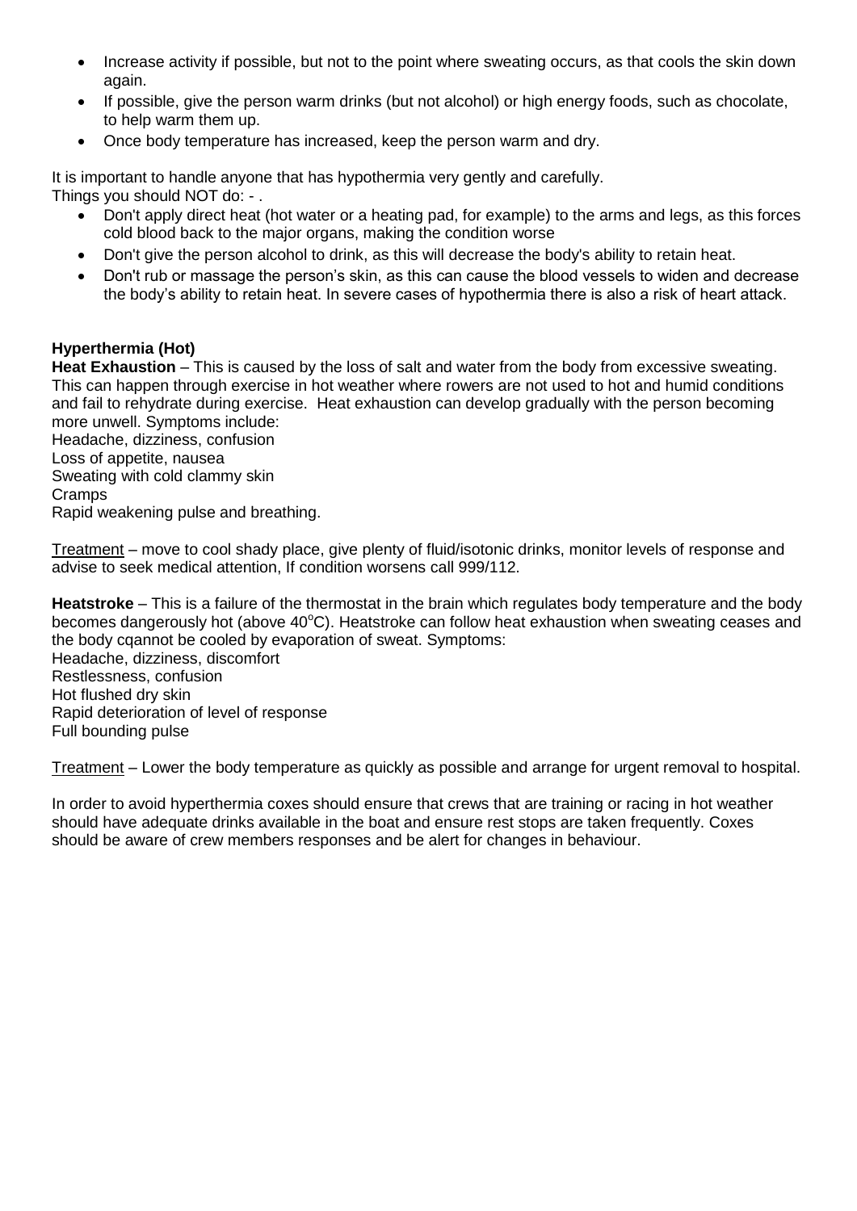- Increase activity if possible, but not to the point where sweating occurs, as that cools the skin down again.
- If possible, give the person warm drinks (but not alcohol) or high energy foods, such as chocolate, to help warm them up.
- Once body temperature has increased, keep the person warm and dry.

It is important to handle anyone that has hypothermia very gently and carefully.
Things you should NOT do: - .

- Don't apply direct heat (hot water or a heating pad, for example) to the arms and legs, as this forces cold blood back to the major organs, making the condition worse
- Don't give the person alcohol to drink, as this will decrease the body's ability to retain heat.
- Don't rub or massage the person's skin, as this can cause the blood vessels to widen and decrease the body's ability to retain heat. In severe cases of hypothermia there is also a risk of heart attack.

**Hyperthermia (Hot)**

**Heat Exhaustion** – This is caused by the loss of salt and water from the body from excessive sweating. This can happen through exercise in hot weather where rowers are not used to hot and humid conditions and fail to rehydrate during exercise. Heat exhaustion can develop gradually with the person becoming more unwell. Symptoms include:
Headache, dizziness, confusion
Loss of appetite, nausea
Sweating with cold clammy skin
Cramps
Rapid weakening pulse and breathing.

Treatment – move to cool shady place, give plenty of fluid/isotonic drinks, monitor levels of response and advise to seek medical attention, If condition worsens call 999/112.

**Heatstroke** – This is a failure of the thermostat in the brain which regulates body temperature and the body becomes dangerously hot (above 40°C). Heatstroke can follow heat exhaustion when sweating ceases and the body cqannot be cooled by evaporation of sweat. Symptoms:
Headache, dizziness, discomfort
Restlessness, confusion
Hot flushed dry skin
Rapid deterioration of level of response
Full bounding pulse

Treatment – Lower the body temperature as quickly as possible and arrange for urgent removal to hospital.

In order to avoid hyperthermia coxes should ensure that crews that are training or racing in hot weather should have adequate drinks available in the boat and ensure rest stops are taken frequently. Coxes should be aware of crew members responses and be alert for changes in behaviour.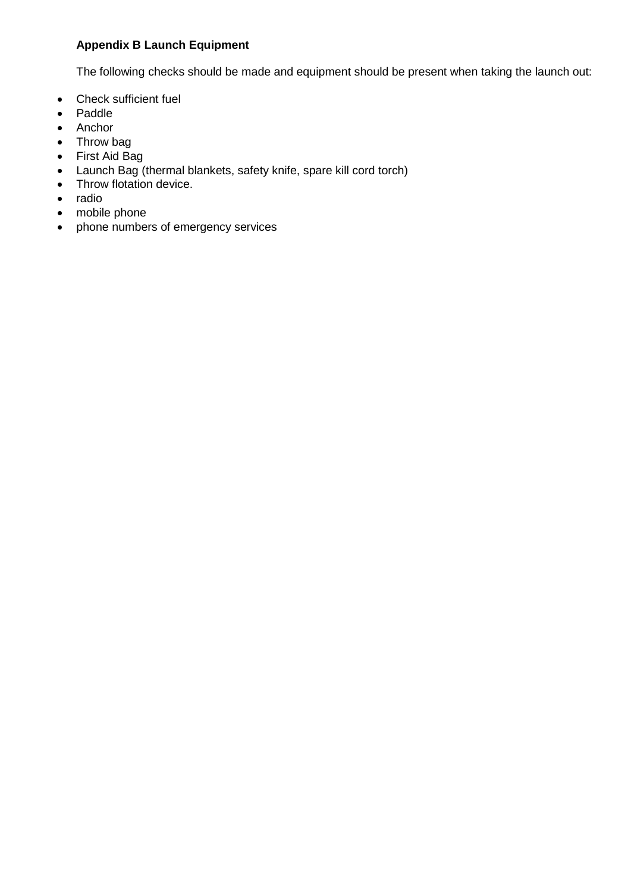**Appendix B Launch Equipment**

The following checks should be made and equipment should be present when taking the launch out:

- Check sufficient fuel
- Paddle
- Anchor
- Throw bag
- First Aid Bag
- Launch Bag (thermal blankets, safety knife, spare kill cord torch)
- Throw flotation device.
- radio
- mobile phone
- phone numbers of emergency services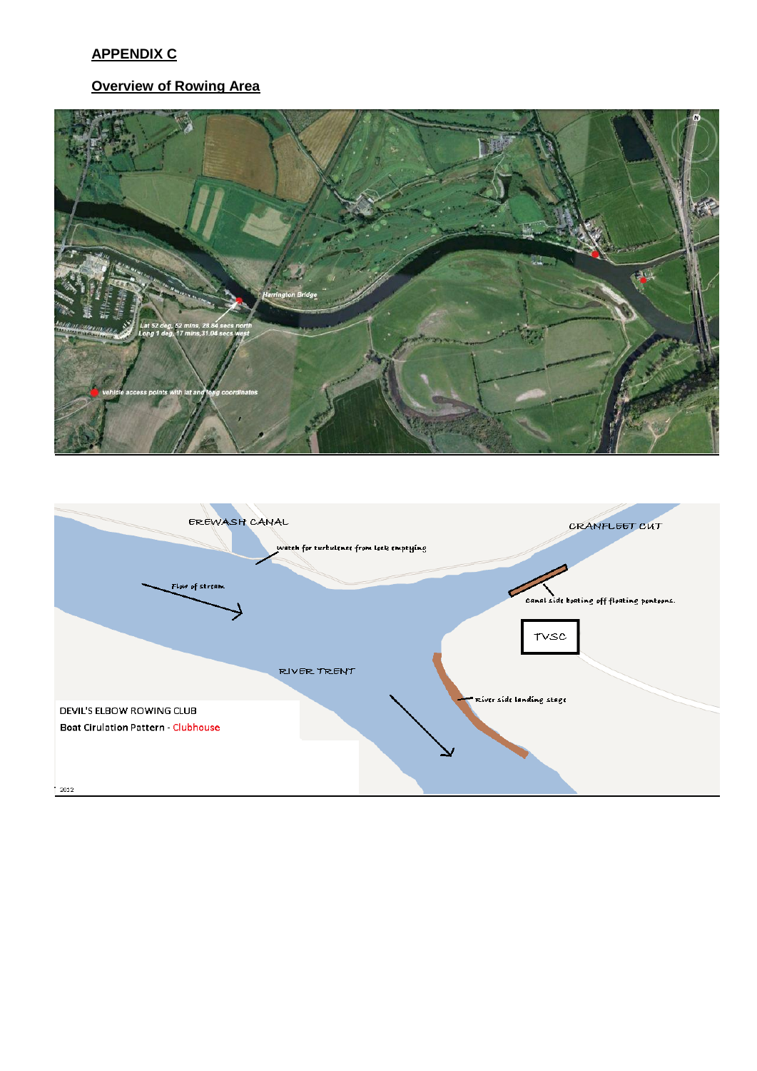## APPENDIX C

## Overview of Rowing Area

Harrington Bridge

Lat 52 deg, 52 mins, 28.84 secs north
Long 1 deg, 17 mins,31.04 secs west

vehicle access points with lat and long coordinates

EREWASH CANAL

CRANFLEET CUT

watch for turbulence from lock emptying

Flow of stream

Canal side boating off floating pontoons.

TVSC

RIVER TRENT

River side landing stage

DEVIL'S ELBOW ROWING CLUB

Boat Cirulation Pattern - Clubhouse

2012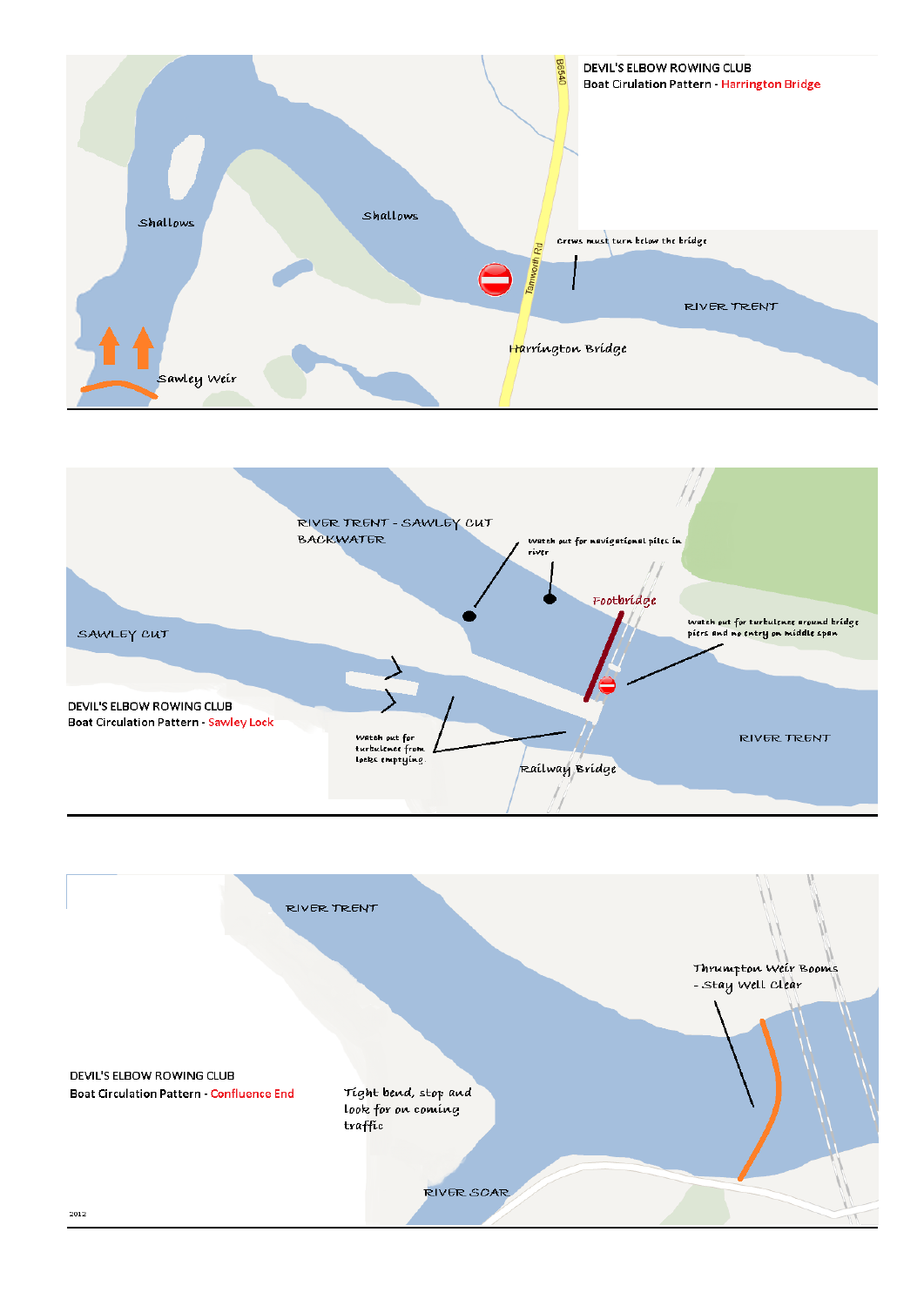DEVIL'S ELBOW ROWING CLUB
Boat Cirulation Pattern - Harrington Bridge

Shallows

Shallows

Crews must turn below the bridge

B6540

Tamworth Rd

RIVER TRENT

Harrington Bridge

Sawley Weir

RIVER TRENT - SAWLEY CUT BACKWATER

Watch out for navigational piles in river

Footbridge

watch out for turbulence around bridge piers and no entry on middle span

SAWLEY CUT

DEVIL'S ELBOW ROWING CLUB
Boat Circulation Pattern - Sawley Lock

Watch out for turbulence from locks emptying.

RIVER TRENT

Railway Bridge

RIVER TRENT

Thrumpton Weir Booms - Stay well clear

DEVIL'S ELBOW ROWING CLUB
Boat Circulation Pattern - Confluence End

Tight bend, stop and look for on coming traffic

RIVER SOAR

2012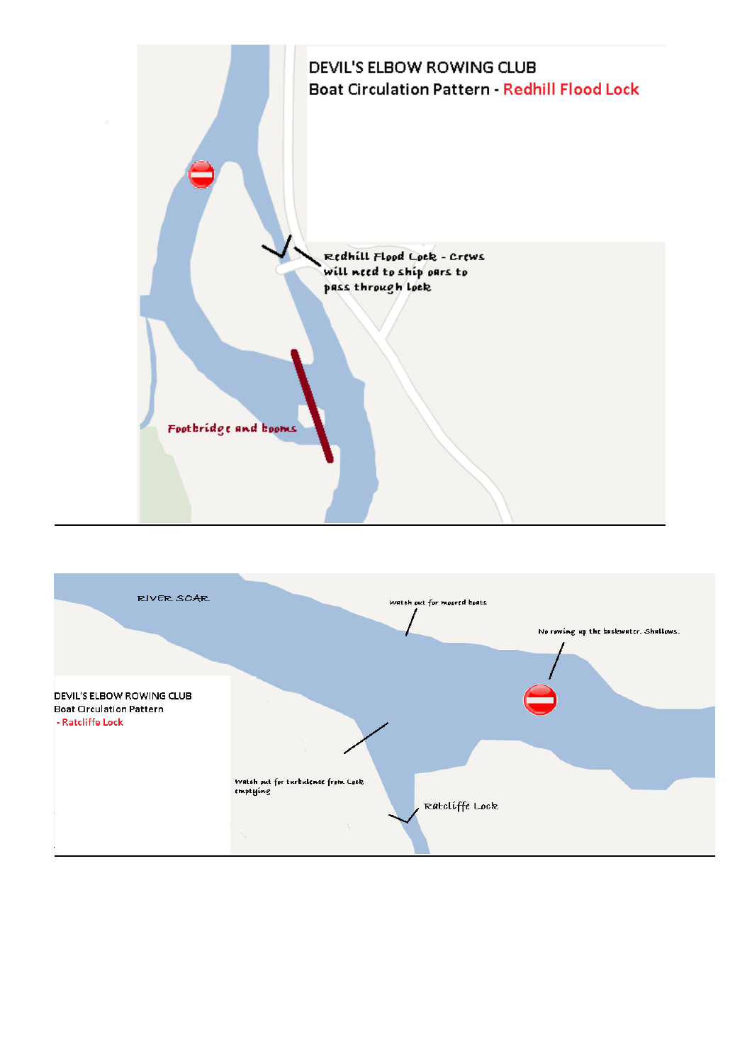DEVIL'S ELBOW ROWING CLUB

Boat Circulation Pattern - Redhill Flood Lock

Redhill Flood Lock - Crews will need to ship oars to pass through lock

Footbridge and booms

RIVER SOAR

Watch out for moored boats

No rowing up the backwater. Shallows.

DEVIL'S ELBOW ROWING CLUB

Boat Circulation Pattern

- Ratcliffe Lock

Watch out for turbulence from Lock emptying

Ratcliffe Lock